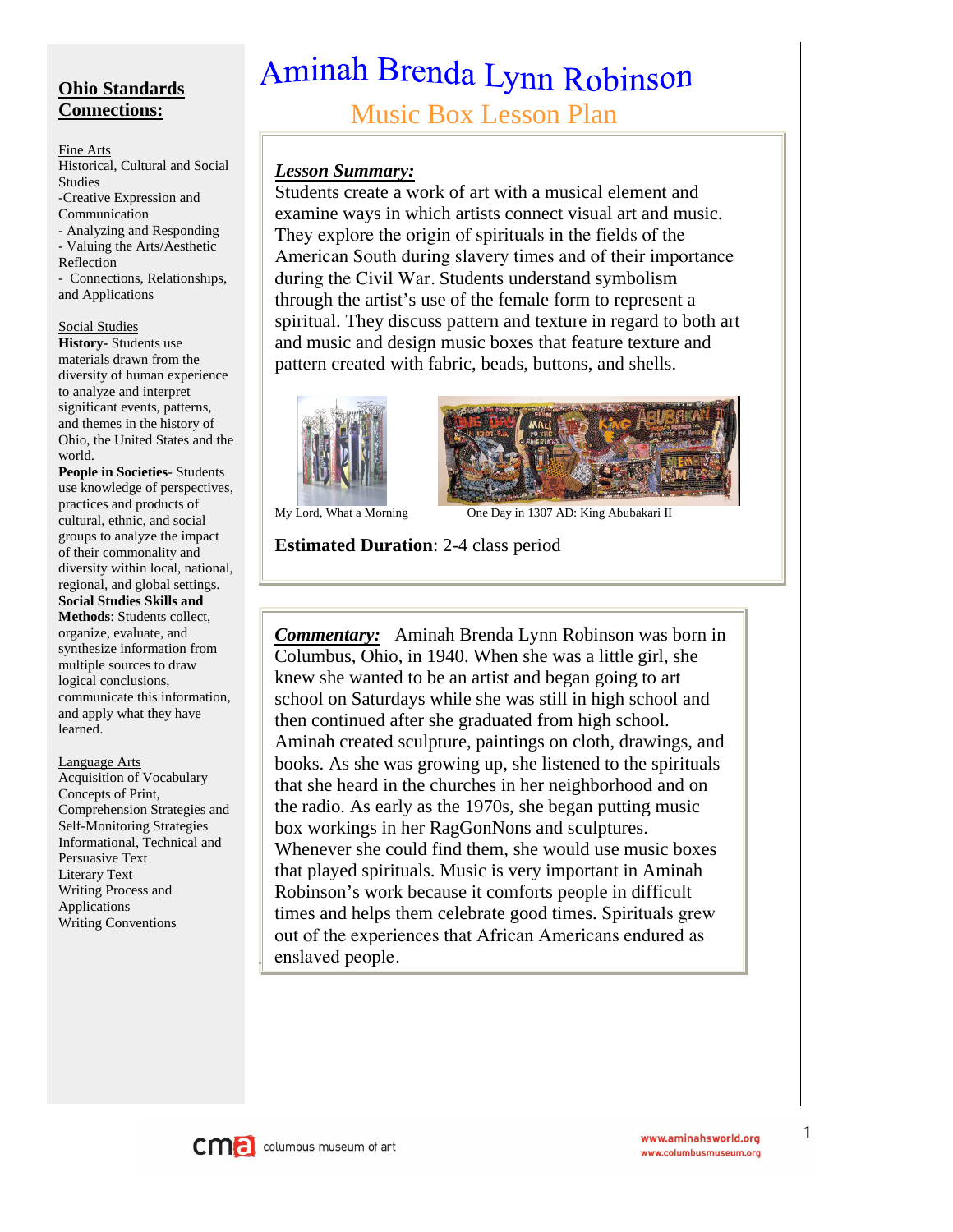# Aminah Brenda Lynn Robinson

## Music Box Lesson Plan

***Lesson Summary:***
Students create a work of art with a musical element and examine ways in which artists connect visual art and music. They explore the origin of spirituals in the fields of the American South during slavery times and of their importance during the Civil War. Students understand symbolism through the artist's use of the female form to represent a spiritual. They discuss pattern and texture in regard to both art and music and design music boxes that feature texture and pattern created with fabric, beads, buttons, and shells.

My Lord, What a Morning

One Day in 1307 AD: King Abubakari II

**Estimated Duration**: 2-4 class period

***Commentary:*** Aminah Brenda Lynn Robinson was born in Columbus, Ohio, in 1940. When she was a little girl, she knew she wanted to be an artist and began going to art school on Saturdays while she was still in high school and then continued after she graduated from high school. Aminah created sculpture, paintings on cloth, drawings, and books. As she was growing up, she listened to the spirituals that she heard in the churches in her neighborhood and on the radio. As early as the 1970s, she began putting music box workings in her RagGonNons and sculptures. Whenever she could find them, she would use music boxes that played spirituals. Music is very important in Aminah Robinson's work because it comforts people in difficult times and helps them celebrate good times. Spirituals grew out of the experiences that African Americans endured as enslaved people.

## Ohio Standards Connections:

Fine Arts
Historical, Cultural and Social Studies
-Creative Expression and Communication
- Analyzing and Responding
- Valuing the Arts/Aesthetic Reflection
- Connections, Relationships, and Applications

Social Studies
**History-** Students use materials drawn from the diversity of human experience to analyze and interpret significant events, patterns, and themes in the history of Ohio, the United States and the world.
**People in Societies**- Students use knowledge of perspectives, practices and products of cultural, ethnic, and social groups to analyze the impact of their commonality and diversity within local, national, regional, and global settings.
**Social Studies Skills and Methods**: Students collect, organize, evaluate, and synthesize information from multiple sources to draw logical conclusions, communicate this information, and apply what they have learned.

Language Arts
Acquisition of Vocabulary
Concepts of Print,
Comprehension Strategies and Self-Monitoring Strategies
Informational, Technical and Persuasive Text
Literary Text
Writing Process and Applications
Writing Conventions

columbus museum of art

www.aminahsworld.org
www.columbusmuseum.org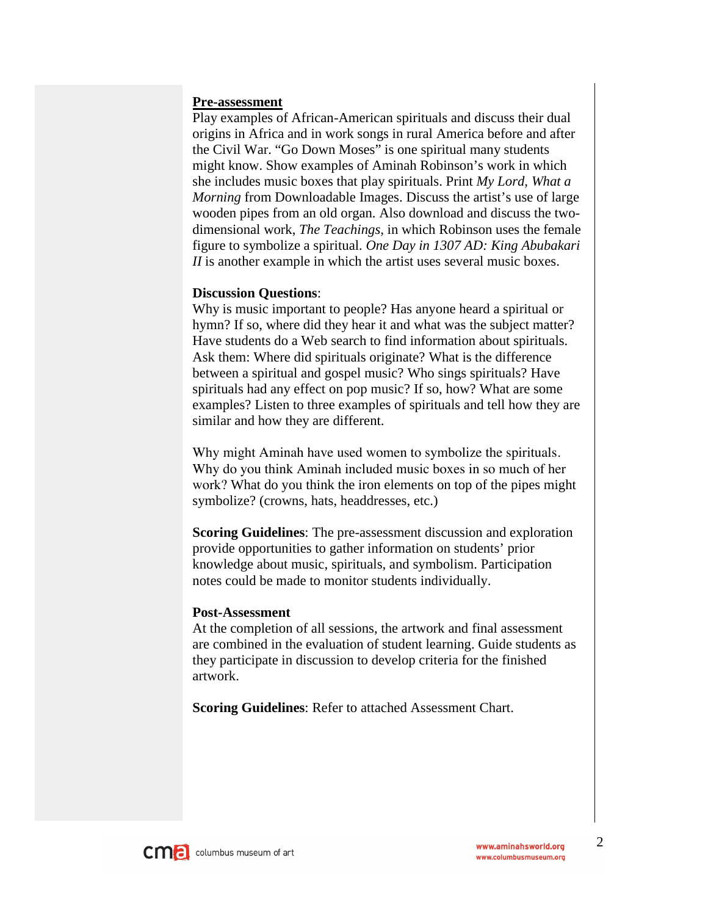**Pre-assessment**

Play examples of African-American spirituals and discuss their dual origins in Africa and in work songs in rural America before and after the Civil War. "Go Down Moses" is one spiritual many students might know. Show examples of Aminah Robinson's work in which she includes music boxes that play spirituals. Print *My Lord, What a Morning* from Downloadable Images. Discuss the artist's use of large wooden pipes from an old organ. Also download and discuss the two-dimensional work, *The Teachings,* in which Robinson uses the female figure to symbolize a spiritual. *One Day in 1307 AD: King Abubakari II* is another example in which the artist uses several music boxes.

**Discussion Questions**:

Why is music important to people? Has anyone heard a spiritual or hymn? If so, where did they hear it and what was the subject matter? Have students do a Web search to find information about spirituals. Ask them: Where did spirituals originate? What is the difference between a spiritual and gospel music? Who sings spirituals? Have spirituals had any effect on pop music? If so, how? What are some examples? Listen to three examples of spirituals and tell how they are similar and how they are different.

Why might Aminah have used women to symbolize the spirituals. Why do you think Aminah included music boxes in so much of her work? What do you think the iron elements on top of the pipes might symbolize? (crowns, hats, headdresses, etc.)

**Scoring Guidelines**: The pre-assessment discussion and exploration provide opportunities to gather information on students' prior knowledge about music, spirituals, and symbolism. Participation notes could be made to monitor students individually.

**Post-Assessment**

At the completion of all sessions, the artwork and final assessment are combined in the evaluation of student learning. Guide students as they participate in discussion to develop criteria for the finished artwork.

**Scoring Guidelines**: Refer to attached Assessment Chart.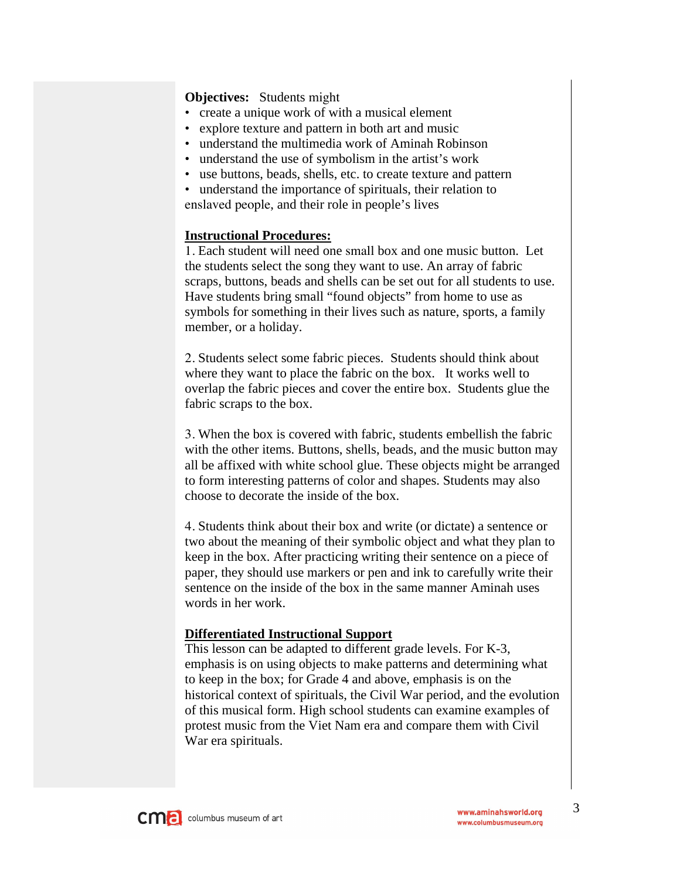**Objectives:** Students might

- create a unique work of with a musical element
- explore texture and pattern in both art and music
- understand the multimedia work of Aminah Robinson
- understand the use of symbolism in the artist's work
- use buttons, beads, shells, etc. to create texture and pattern
- understand the importance of spirituals, their relation to enslaved people, and their role in people's lives

**Instructional Procedures:**

1. Each student will need one small box and one music button. Let the students select the song they want to use. An array of fabric scraps, buttons, beads and shells can be set out for all students to use. Have students bring small "found objects" from home to use as symbols for something in their lives such as nature, sports, a family member, or a holiday.

2. Students select some fabric pieces. Students should think about where they want to place the fabric on the box. It works well to overlap the fabric pieces and cover the entire box. Students glue the fabric scraps to the box.

3. When the box is covered with fabric, students embellish the fabric with the other items. Buttons, shells, beads, and the music button may all be affixed with white school glue. These objects might be arranged to form interesting patterns of color and shapes. Students may also choose to decorate the inside of the box.

4. Students think about their box and write (or dictate) a sentence or two about the meaning of their symbolic object and what they plan to keep in the box. After practicing writing their sentence on a piece of paper, they should use markers or pen and ink to carefully write their sentence on the inside of the box in the same manner Aminah uses words in her work.

**Differentiated Instructional Support**

This lesson can be adapted to different grade levels. For K-3, emphasis is on using objects to make patterns and determining what to keep in the box; for Grade 4 and above, emphasis is on the historical context of spirituals, the Civil War period, and the evolution of this musical form. High school students can examine examples of protest music from the Viet Nam era and compare them with Civil War era spirituals.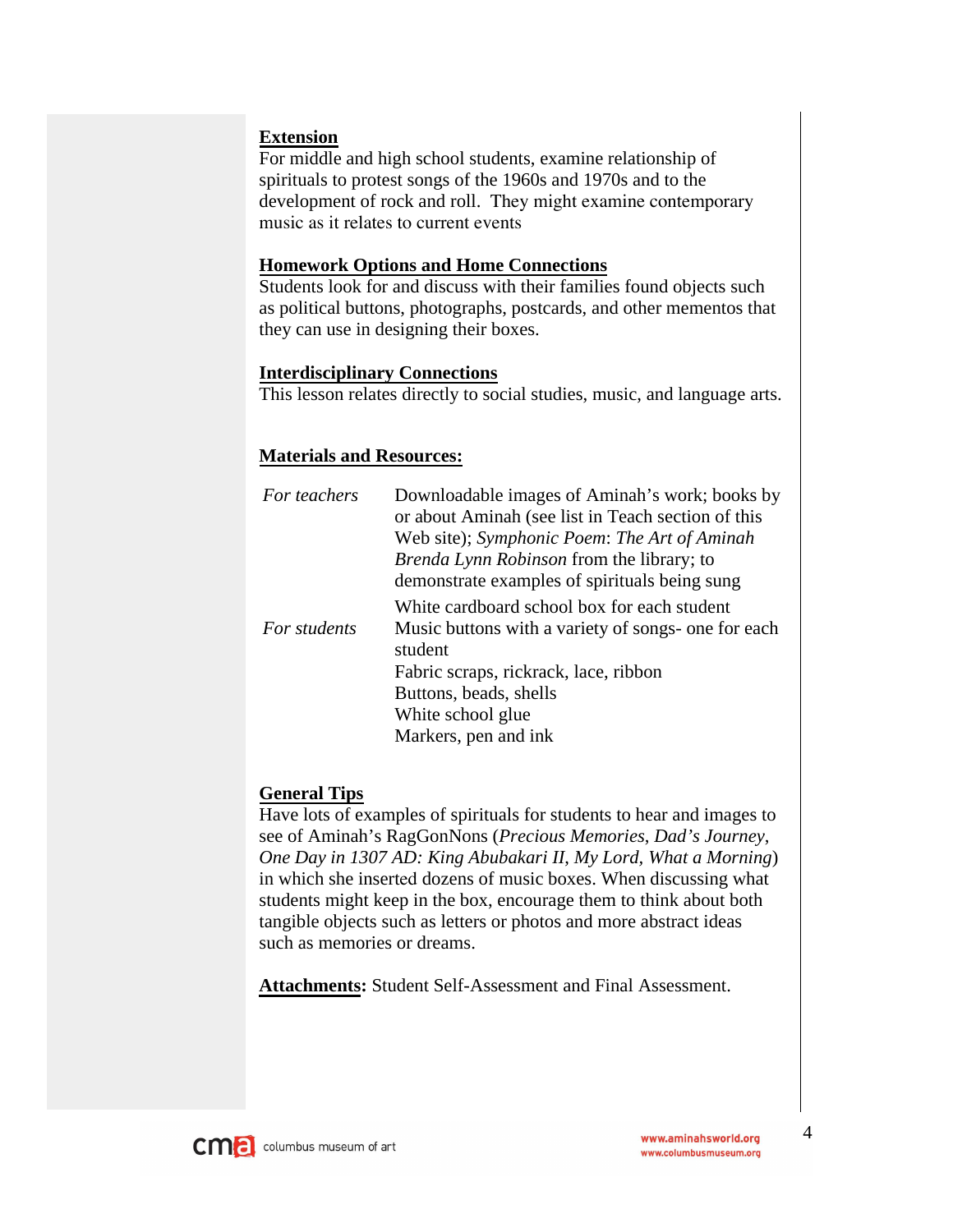**Extension**
For middle and high school students, examine relationship of spirituals to protest songs of the 1960s and 1970s and to the development of rock and roll. They might examine contemporary music as it relates to current events

**Homework Options and Home Connections**
Students look for and discuss with their families found objects such as political buttons, photographs, postcards, and other mementos that they can use in designing their boxes.

**Interdisciplinary Connections**
This lesson relates directly to social studies, music, and language arts.

**Materials and Resources:**

| | |
|---|---|
| *For teachers* | Downloadable images of Aminah's work; books by or about Aminah (see list in Teach section of this Web site); *Symphonic Poem*: *The Art of Aminah Brenda Lynn Robinson* from the library; to demonstrate examples of spirituals being sung |
| *For students* | White cardboard school box for each student<br>Music buttons with a variety of songs- one for each student<br>Fabric scraps, rickrack, lace, ribbon<br>Buttons, beads, shells<br>White school glue<br>Markers, pen and ink |

**General Tips**
Have lots of examples of spirituals for students to hear and images to see of Aminah's RagGonNons (*Precious Memories*, *Dad's Journey*, *One Day in 1307 AD: King Abubakari II*, *My Lord*, *What a Morning*) in which she inserted dozens of music boxes. When discussing what students might keep in the box, encourage them to think about both tangible objects such as letters or photos and more abstract ideas such as memories or dreams.

**Attachments:** Student Self-Assessment and Final Assessment.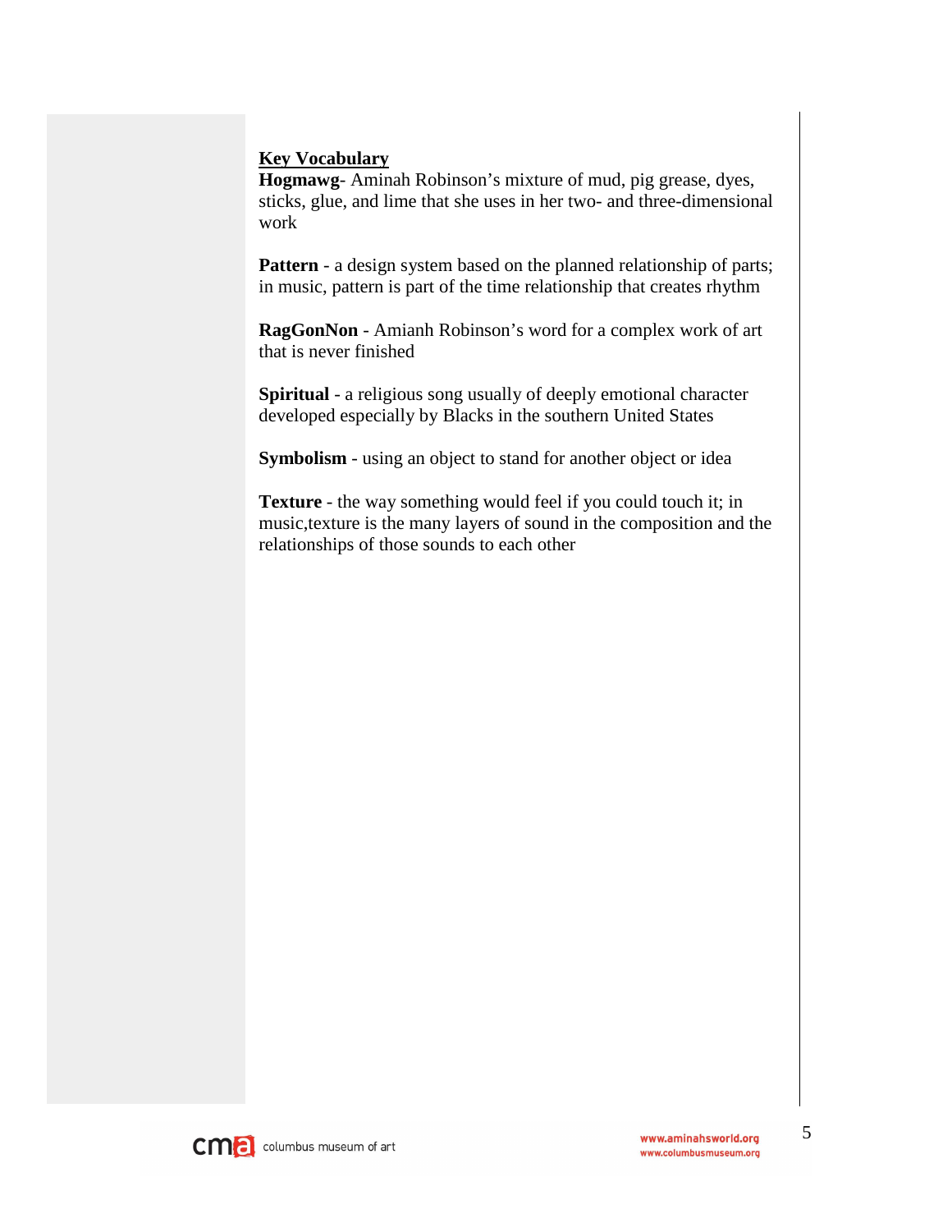**Key Vocabulary**

**Hogmawg**- Aminah Robinson's mixture of mud, pig grease, dyes, sticks, glue, and lime that she uses in her two- and three-dimensional work

**Pattern** - a design system based on the planned relationship of parts; in music, pattern is part of the time relationship that creates rhythm

**RagGonNon** - Amianh Robinson's word for a complex work of art that is never finished

**Spiritual** - a religious song usually of deeply emotional character developed especially by Blacks in the southern United States

**Symbolism** - using an object to stand for another object or idea

**Texture** - the way something would feel if you could touch it; in music,texture is the many layers of sound in the composition and the relationships of those sounds to each other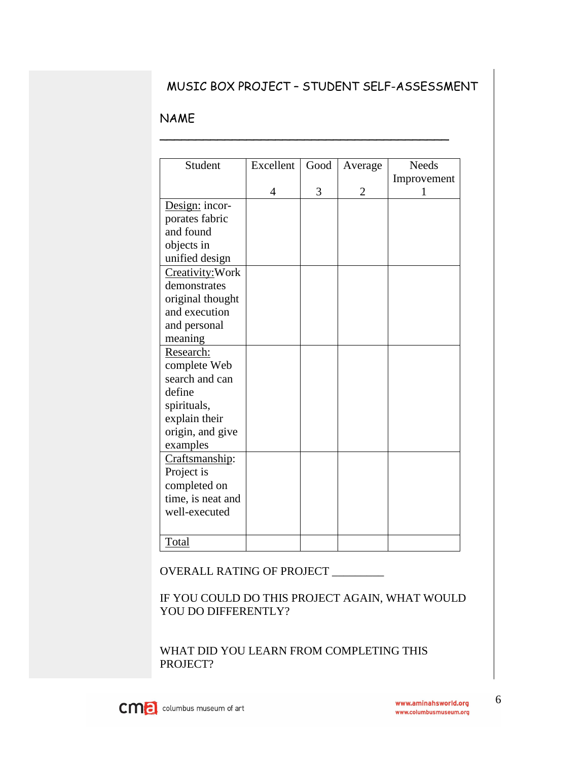# MUSIC BOX PROJECT – STUDENT SELF-ASSESSMENT

NAME ___________________________________________

| Student | Excellent<br>4 | Good<br>3 | Average<br>2 | Needs Improvement<br>1 |
|---|---|---|---|---|
| Design: incorporates fabric and found objects in unified design | | | | |
| Creativity: Work demonstrates original thought and execution and personal meaning | | | | |
| Research: complete Web search and can define spirituals, explain their origin, and give examples | | | | |
| Craftsmanship: Project is completed on time, is neat and well-executed | | | | |
| Total | | | | |

OVERALL RATING OF PROJECT _________

IF YOU COULD DO THIS PROJECT AGAIN, WHAT WOULD YOU DO DIFFERENTLY?

WHAT DID YOU LEARN FROM COMPLETING THIS PROJECT?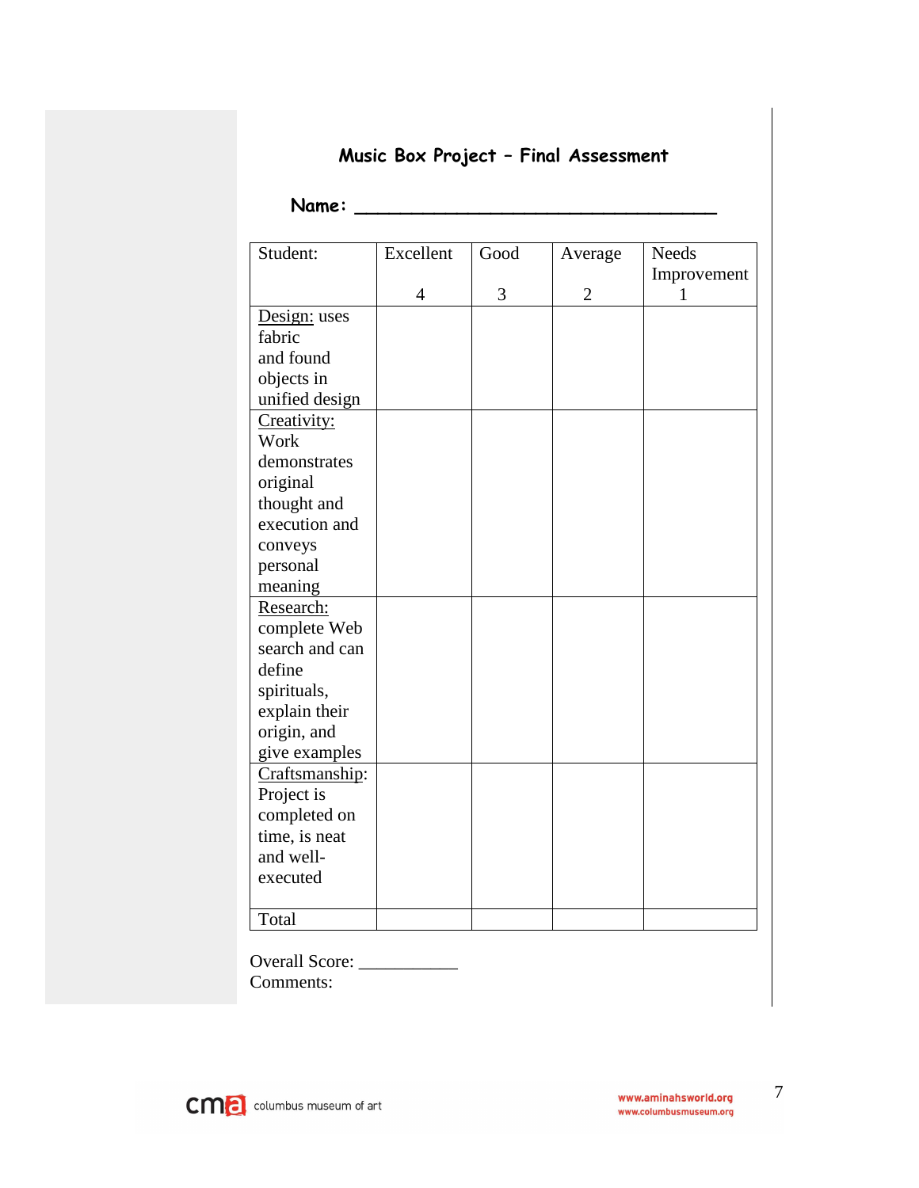## Music Box Project – Final Assessment

**Name:** ___________________________________

| Student: | Excellent<br>4 | Good<br>3 | Average<br>2 | Needs Improvement<br>1 |
|---|---|---|---|---|
| Design: uses fabric and found objects in unified design | | | | |
| Creativity: Work demonstrates original thought and execution and conveys personal meaning | | | | |
| Research: complete Web search and can define spirituals, explain their origin, and give examples | | | | |
| Craftsmanship: Project is completed on time, is neat and well-executed | | | | |
| Total | | | | |

Overall Score: ___________

Comments: